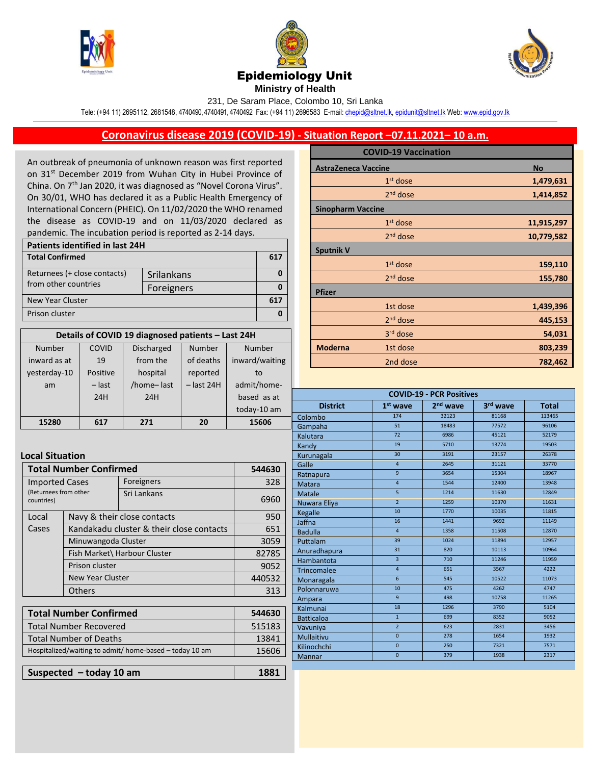# Epidemiology Unit

**Ministry of Health**

231, De Saram Place, Colombo 10, Sri Lanka

Tele: (+94 11) 2695112, 2681548, 4740490, 4740491, 4740492 Fax: (+94 11) 2696583 E-mail: chepid@sltnet.lk, epidunit@sltnet.lk Web: www.epid.gov.lk

## Coronavirus disease 2019 (COVID-19) - Situation Report –07.11.2021– 10 a.m.

An outbreak of pneumonia of unknown reason was first reported on 31st December 2019 from Wuhan City in Hubei Province of China. On 7th Jan 2020, it was diagnosed as "Novel Corona Virus". On 30/01, WHO has declared it as a Public Health Emergency of International Concern (PHEIC). On 11/02/2020 the WHO renamed the disease as COVID-19 and on 11/03/2020 declared as pandemic. The incubation period is reported as 2-14 days.

| Patients identified in last 24H | | |
|---|---|---|
| **Total Confirmed** | | **617** |
| Returnees (+ close contacts) from other countries | Srilankans | 0 |
| | Foreigners | 0 |
| New Year Cluster | | 617 |
| Prison cluster | | 0 |

| Details of COVID 19 diagnosed patients – Last 24H | | | | |
|---|---|---|---|---|
| Number inward as at yesterday-10 am | COVID 19 Positive – last 24H | Discharged from the hospital /home– last 24H | Number of deaths reported – last 24H | Number inward/waiting to admit/home-based as at today-10 am |
| **15280** | **617** | **271** | **20** | **15606** |

### Local Situation

| Total Number Confirmed | | | 544630 |
|---|---|---|---|
| Imported Cases (Returnees from other countries) | | Foreigners | 328 |
| | | Sri Lankans | 6960 |
| Local Cases | Navy & their close contacts | | 950 |
| | Kandakadu cluster & their close contacts | | 651 |
| | Minuwangoda Cluster | | 3059 |
| | Fish Market\ Harbour Cluster | | 82785 |
| | Prison cluster | | 9052 |
| | New Year Cluster | | 440532 |
| | Others | | 313 |

| Total Number Confirmed | 544630 |
|---|---|
| Total Number Recovered | 515183 |
| Total Number of Deaths | 13841 |
| Hospitalized/waiting to admit/ home-based – today 10 am | 15606 |

| Suspected – today 10 am | 1881 |
|---|---|

| COVID-19 Vaccination | | |
|---|---|---|
| **AstraZeneca Vaccine** | | **No** |
| | 1st dose | **1,479,631** |
| | 2nd dose | **1,414,852** |
| **Sinopharm Vaccine** | | |
| | 1st dose | **11,915,297** |
| | 2nd dose | **10,779,582** |
| **Sputnik V** | | |
| | 1st dose | **159,110** |
| | 2nd dose | **155,780** |
| **Pfizer** | | |
| | 1st dose | **1,439,396** |
| | 2nd dose | **445,153** |
| | 3rd dose | **54,031** |
| **Moderna** | 1st dose | **803,239** |
| | 2nd dose | **782,462** |

| COVID-19 - PCR Positives | | | | |
|---|---|---|---|---|
| **District** | **1st wave** | **2nd wave** | **3rd wave** | **Total** |
| Colombo | 174 | 32123 | 81168 | 113465 |
| Gampaha | 51 | 18483 | 77572 | 96106 |
| Kalutara | 72 | 6986 | 45121 | 52179 |
| Kandy | 19 | 5710 | 13774 | 19503 |
| Kurunagala | 30 | 3191 | 23157 | 26378 |
| Galle | 4 | 2645 | 31121 | 33770 |
| Ratnapura | 9 | 3654 | 15304 | 18967 |
| Matara | 4 | 1544 | 12400 | 13948 |
| Matale | 5 | 1214 | 11630 | 12849 |
| Nuwara Eliya | 2 | 1259 | 10370 | 11631 |
| Kegalle | 10 | 1770 | 10035 | 11815 |
| Jaffna | 16 | 1441 | 9692 | 11149 |
| Badulla | 4 | 1358 | 11508 | 12870 |
| Puttalam | 39 | 1024 | 11894 | 12957 |
| Anuradhapura | 31 | 820 | 10113 | 10964 |
| Hambantota | 3 | 710 | 11246 | 11959 |
| Trincomalee | 4 | 651 | 3567 | 4222 |
| Monaragala | 6 | 545 | 10522 | 11073 |
| Polonnaruwa | 10 | 475 | 4262 | 4747 |
| Ampara | 9 | 498 | 10758 | 11265 |
| Kalmunai | 18 | 1296 | 3790 | 5104 |
| Batticaloa | 1 | 699 | 8352 | 9052 |
| Vavuniya | 2 | 623 | 2831 | 3456 |
| Mullaitivu | 0 | 278 | 1654 | 1932 |
| Kilinochchi | 0 | 250 | 7321 | 7571 |
| Mannar | 0 | 379 | 1938 | 2317 |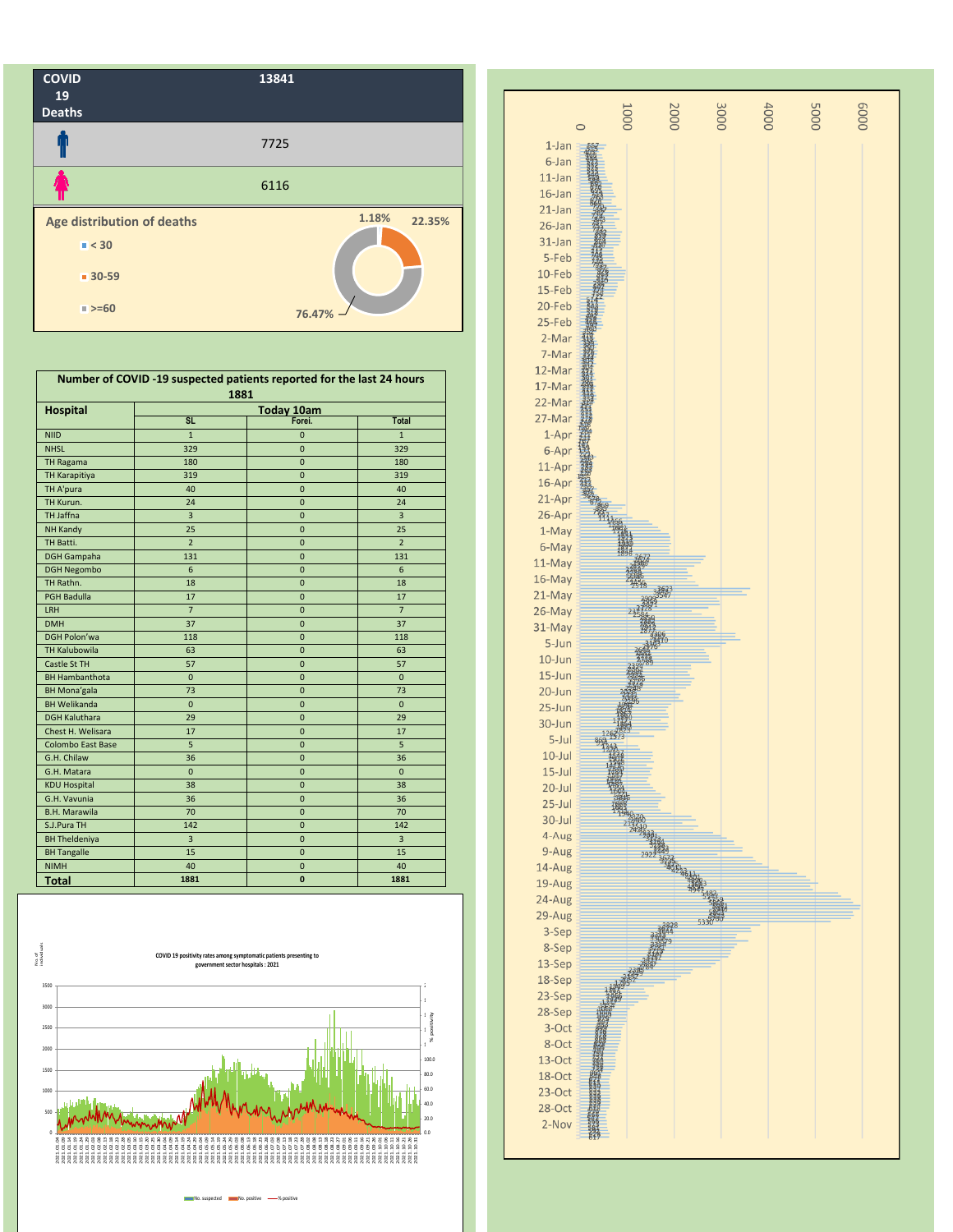| COVID 19 Deaths | 13841 |
|---|---|
| (male) | 7725 |
| (female) | 6116 |

Age distribution of deaths

< 30

30-59

>=60

1.18%

22.35%

76.47%

| Number of COVID -19 suspected patients reported for the last 24 hours 1881 | | | |
|---|---|---|---|
| Hospital | Today 10am | | |
| | SL | Forei. | Total |
| NIID | 1 | 0 | 1 |
| NHSL | 329 | 0 | 329 |
| TH Ragama | 180 | 0 | 180 |
| TH Karapitiya | 319 | 0 | 319 |
| TH A'pura | 40 | 0 | 40 |
| TH Kurun. | 24 | 0 | 24 |
| TH Jaffna | 3 | 0 | 3 |
| NH Kandy | 25 | 0 | 25 |
| TH Batti. | 2 | 0 | 2 |
| DGH Gampaha | 131 | 0 | 131 |
| DGH Negombo | 6 | 0 | 6 |
| TH Rathn. | 18 | 0 | 18 |
| PGH Badulla | 17 | 0 | 17 |
| LRH | 7 | 0 | 7 |
| DMH | 37 | 0 | 37 |
| DGH Polon'wa | 118 | 0 | 118 |
| TH Kalubowila | 63 | 0 | 63 |
| Castle St TH | 57 | 0 | 57 |
| BH Hambanthota | 0 | 0 | 0 |
| BH Mona'gala | 73 | 0 | 73 |
| BH Welikanda | 0 | 0 | 0 |
| DGH Kaluthara | 29 | 0 | 29 |
| Chest H. Welisara | 17 | 0 | 17 |
| Colombo East Base | 5 | 0 | 5 |
| G.H. Chilaw | 36 | 0 | 36 |
| G.H. Matara | 0 | 0 | 0 |
| KDU Hospital | 38 | 0 | 38 |
| G.H. Vavunia | 36 | 0 | 36 |
| B.H. Marawila | 70 | 0 | 70 |
| S.J.Pura TH | 142 | 0 | 142 |
| BH Theldeniya | 3 | 0 | 3 |
| BH Tangalle | 15 | 0 | 15 |
| NIMH | 40 | 0 | 40 |
| **Total** | **1881** | **0** | **1881** |

COVID 19 positivity rates among symptomatic patients presenting to government sector hospitals : 2021

No. of individuals

% positivity

No. suspected — No. positive — % positive

0 1000 2000 3000 4000 5000 6000

1-Jan 6-Jan 11-Jan 16-Jan 21-Jan 26-Jan 31-Jan 5-Feb 10-Feb 15-Feb 20-Feb 25-Feb 2-Mar 7-Mar 12-Mar 17-Mar 22-Mar 27-Mar 1-Apr 6-Apr 11-Apr 16-Apr 21-Apr 26-Apr 1-May 6-May 11-May 16-May 21-May 26-May 31-May 5-Jun 10-Jun 15-Jun 20-Jun 25-Jun 30-Jun 5-Jul 10-Jul 15-Jul 20-Jul 25-Jul 30-Jul 4-Aug 9-Aug 14-Aug 19-Aug 24-Aug 29-Aug 3-Sep 8-Sep 13-Sep 18-Sep 23-Sep 28-Sep 3-Oct 8-Oct 13-Oct 18-Oct 23-Oct 28-Oct 2-Nov